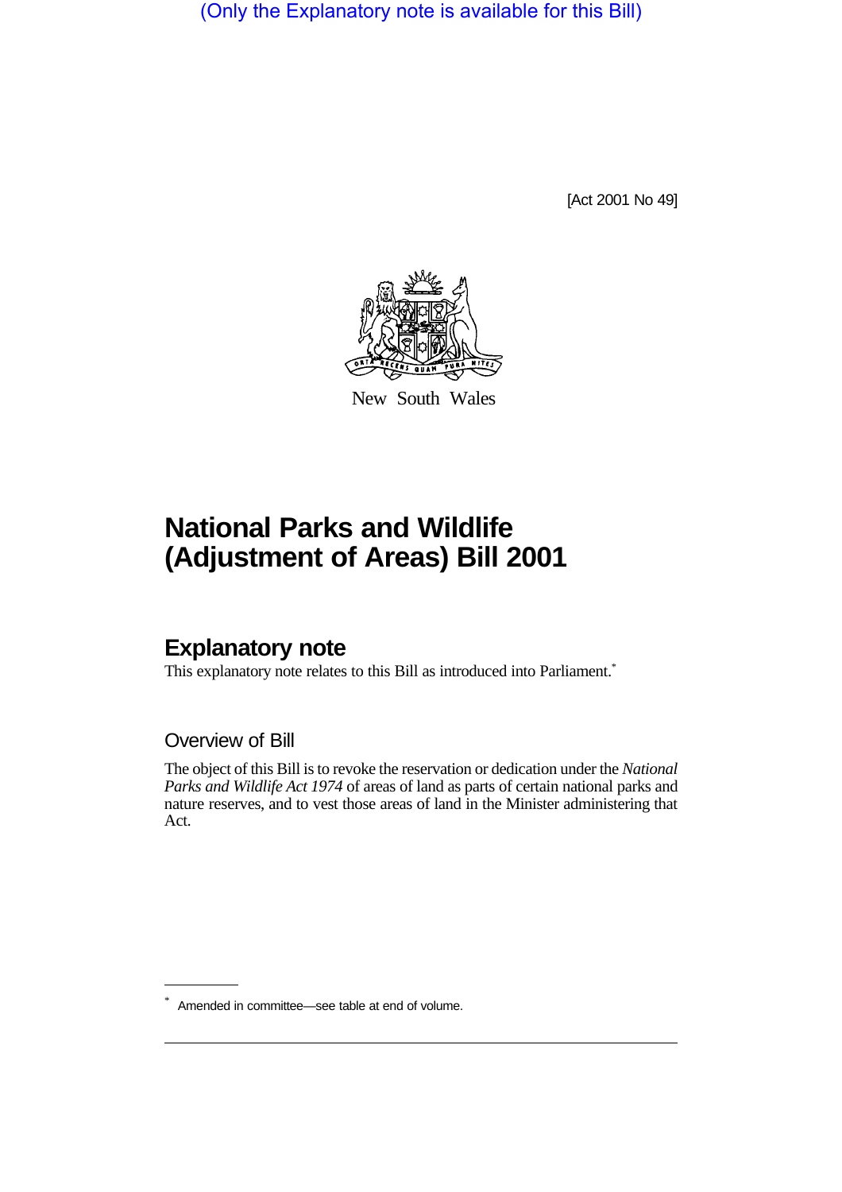(Only the Explanatory note is available for this Bill)

[Act 2001 No 49]

New South Wales

# National Parks and Wildlife (Adjustment of Areas) Bill 2001

## Explanatory note

This explanatory note relates to this Bill as introduced into Parliament.*

### Overview of Bill

The object of this Bill is to revoke the reservation or dedication under the *National Parks and Wildlife Act 1974* of areas of land as parts of certain national parks and nature reserves, and to vest those areas of land in the Minister administering that Act.

\* Amended in committee—see table at end of volume.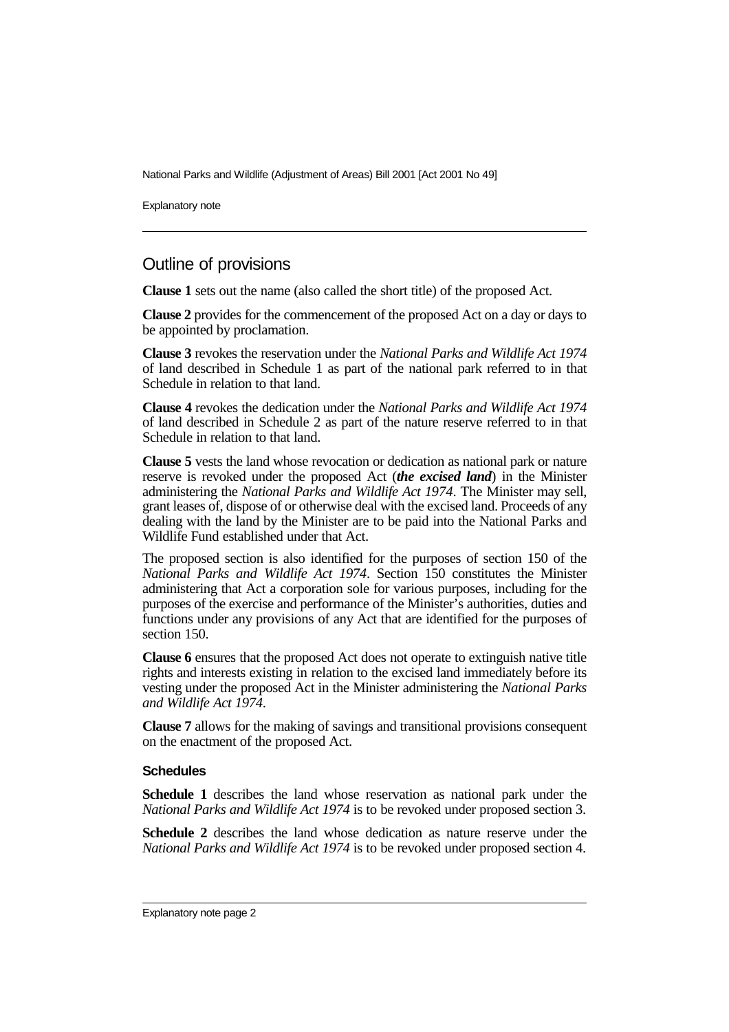## Outline of provisions

**Clause 1** sets out the name (also called the short title) of the proposed Act.

**Clause 2** provides for the commencement of the proposed Act on a day or days to be appointed by proclamation.

**Clause 3** revokes the reservation under the *National Parks and Wildlife Act 1974* of land described in Schedule 1 as part of the national park referred to in that Schedule in relation to that land.

**Clause 4** revokes the dedication under the *National Parks and Wildlife Act 1974* of land described in Schedule 2 as part of the nature reserve referred to in that Schedule in relation to that land.

**Clause 5** vests the land whose revocation or dedication as national park or nature reserve is revoked under the proposed Act (***the excised land***) in the Minister administering the *National Parks and Wildlife Act 1974*. The Minister may sell, grant leases of, dispose of or otherwise deal with the excised land. Proceeds of any dealing with the land by the Minister are to be paid into the National Parks and Wildlife Fund established under that Act.

The proposed section is also identified for the purposes of section 150 of the *National Parks and Wildlife Act 1974*. Section 150 constitutes the Minister administering that Act a corporation sole for various purposes, including for the purposes of the exercise and performance of the Minister's authorities, duties and functions under any provisions of any Act that are identified for the purposes of section 150.

**Clause 6** ensures that the proposed Act does not operate to extinguish native title rights and interests existing in relation to the excised land immediately before its vesting under the proposed Act in the Minister administering the *National Parks and Wildlife Act 1974*.

**Clause 7** allows for the making of savings and transitional provisions consequent on the enactment of the proposed Act.

### Schedules

**Schedule 1** describes the land whose reservation as national park under the *National Parks and Wildlife Act 1974* is to be revoked under proposed section 3.

**Schedule 2** describes the land whose dedication as nature reserve under the *National Parks and Wildlife Act 1974* is to be revoked under proposed section 4.